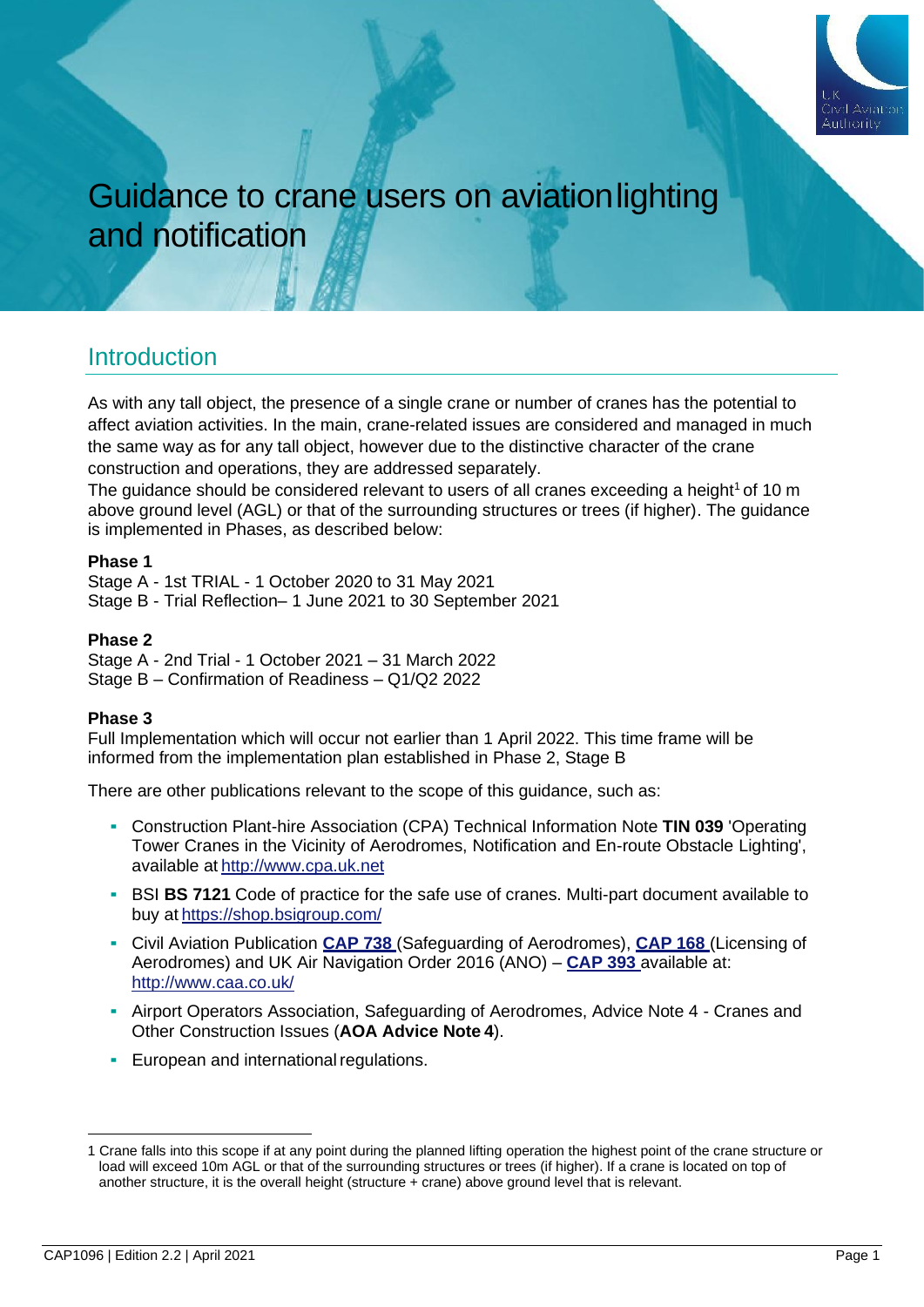# Guidance to crane users on aviation lighting and notification

## Introduction

As with any tall object, the presence of a single crane or number of cranes has the potential to affect aviation activities. In the main, crane-related issues are considered and managed in much the same way as for any tall object, however due to the distinctive character of the crane construction and operations, they are addressed separately.

The guidance should be considered relevant to users of all cranes exceeding a height[1] of 10 m above ground level (AGL) or that of the surrounding structures or trees (if higher). The guidance is implemented in Phases, as described below:

**Phase 1**

Stage A - 1st TRIAL - 1 October 2020 to 31 May 2021

Stage B - Trial Reflection– 1 June 2021 to 30 September 2021

**Phase 2**

Stage A - 2nd Trial - 1 October 2021 – 31 March 2022

Stage B – Confirmation of Readiness – Q1/Q2 2022

**Phase 3**

Full Implementation which will occur not earlier than 1 April 2022. This time frame will be informed from the implementation plan established in Phase 2, Stage B

There are other publications relevant to the scope of this guidance, such as:

- Construction Plant-hire Association (CPA) Technical Information Note **TIN 039** 'Operating Tower Cranes in the Vicinity of Aerodromes, Notification and En-route Obstacle Lighting', available at http://www.cpa.uk.net
- BSI **BS 7121** Code of practice for the safe use of cranes. Multi-part document available to buy at https://shop.bsigroup.com/
- Civil Aviation Publication **CAP 738** (Safeguarding of Aerodromes), **CAP 168** (Licensing of Aerodromes) and UK Air Navigation Order 2016 (ANO) – **CAP 393** available at: http://www.caa.co.uk/
- Airport Operators Association, Safeguarding of Aerodromes, Advice Note 4 - Cranes and Other Construction Issues (**AOA Advice Note 4**).
- European and international regulations.

---

1 Crane falls into this scope if at any point during the planned lifting operation the highest point of the crane structure or load will exceed 10m AGL or that of the surrounding structures or trees (if higher). If a crane is located on top of another structure, it is the overall height (structure + crane) above ground level that is relevant.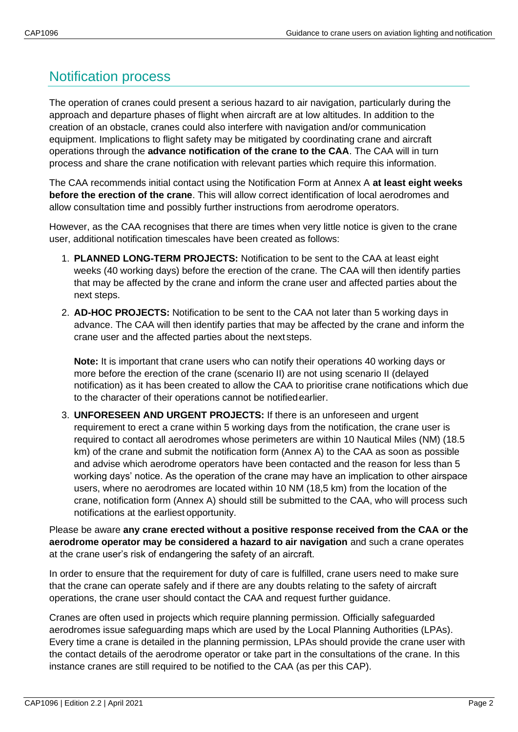## Notification process

The operation of cranes could present a serious hazard to air navigation, particularly during the approach and departure phases of flight when aircraft are at low altitudes. In addition to the creation of an obstacle, cranes could also interfere with navigation and/or communication equipment. Implications to flight safety may be mitigated by coordinating crane and aircraft operations through the **advance notification of the crane to the CAA**. The CAA will in turn process and share the crane notification with relevant parties which require this information.

The CAA recommends initial contact using the Notification Form at Annex A **at least eight weeks before the erection of the crane**. This will allow correct identification of local aerodromes and allow consultation time and possibly further instructions from aerodrome operators.

However, as the CAA recognises that there are times when very little notice is given to the crane user, additional notification timescales have been created as follows:

1. **PLANNED LONG-TERM PROJECTS:** Notification to be sent to the CAA at least eight weeks (40 working days) before the erection of the crane. The CAA will then identify parties that may be affected by the crane and inform the crane user and affected parties about the next steps.
2. **AD-HOC PROJECTS:** Notification to be sent to the CAA not later than 5 working days in advance. The CAA will then identify parties that may be affected by the crane and inform the crane user and the affected parties about the next steps.

   **Note:** It is important that crane users who can notify their operations 40 working days or more before the erection of the crane (scenario II) are not using scenario II (delayed notification) as it has been created to allow the CAA to prioritise crane notifications which due to the character of their operations cannot be notified earlier.
3. **UNFORESEEN AND URGENT PROJECTS:** If there is an unforeseen and urgent requirement to erect a crane within 5 working days from the notification, the crane user is required to contact all aerodromes whose perimeters are within 10 Nautical Miles (NM) (18.5 km) of the crane and submit the notification form (Annex A) to the CAA as soon as possible and advise which aerodrome operators have been contacted and the reason for less than 5 working days' notice. As the operation of the crane may have an implication to other airspace users, where no aerodromes are located within 10 NM (18,5 km) from the location of the crane, notification form (Annex A) should still be submitted to the CAA, who will process such notifications at the earliest opportunity.

Please be aware **any crane erected without a positive response received from the CAA or the aerodrome operator may be considered a hazard to air navigation** and such a crane operates at the crane user's risk of endangering the safety of an aircraft.

In order to ensure that the requirement for duty of care is fulfilled, crane users need to make sure that the crane can operate safely and if there are any doubts relating to the safety of aircraft operations, the crane user should contact the CAA and request further guidance.

Cranes are often used in projects which require planning permission. Officially safeguarded aerodromes issue safeguarding maps which are used by the Local Planning Authorities (LPAs). Every time a crane is detailed in the planning permission, LPAs should provide the crane user with the contact details of the aerodrome operator or take part in the consultations of the crane. In this instance cranes are still required to be notified to the CAA (as per this CAP).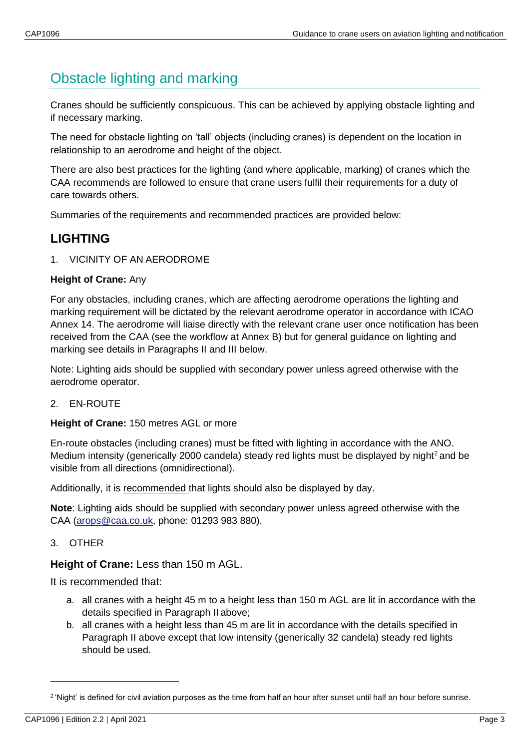# Obstacle lighting and marking

Cranes should be sufficiently conspicuous. This can be achieved by applying obstacle lighting and if necessary marking.

The need for obstacle lighting on 'tall' objects (including cranes) is dependent on the location in relationship to an aerodrome and height of the object.

There are also best practices for the lighting (and where applicable, marking) of cranes which the CAA recommends are followed to ensure that crane users fulfil their requirements for a duty of care towards others.

Summaries of the requirements and recommended practices are provided below:

## LIGHTING

1. VICINITY OF AN AERODROME

**Height of Crane:** Any

For any obstacles, including cranes, which are affecting aerodrome operations the lighting and marking requirement will be dictated by the relevant aerodrome operator in accordance with ICAO Annex 14. The aerodrome will liaise directly with the relevant crane user once notification has been received from the CAA (see the workflow at Annex B) but for general guidance on lighting and marking see details in Paragraphs II and III below.

Note: Lighting aids should be supplied with secondary power unless agreed otherwise with the aerodrome operator.

2. EN-ROUTE

**Height of Crane:** 150 metres AGL or more

En-route obstacles (including cranes) must be fitted with lighting in accordance with the ANO. Medium intensity (generically 2000 candela) steady red lights must be displayed by night[2] and be visible from all directions (omnidirectional).

Additionally, it is recommended that lights should also be displayed by day.

**Note**: Lighting aids should be supplied with secondary power unless agreed otherwise with the CAA (arops@caa.co.uk, phone: 01293 983 880).

3. OTHER

**Height of Crane:** Less than 150 m AGL.

It is recommended that:

a. all cranes with a height 45 m to a height less than 150 m AGL are lit in accordance with the details specified in Paragraph II above;
b. all cranes with a height less than 45 m are lit in accordance with the details specified in Paragraph II above except that low intensity (generically 32 candela) steady red lights should be used.

[2] 'Night' is defined for civil aviation purposes as the time from half an hour after sunset until half an hour before sunrise.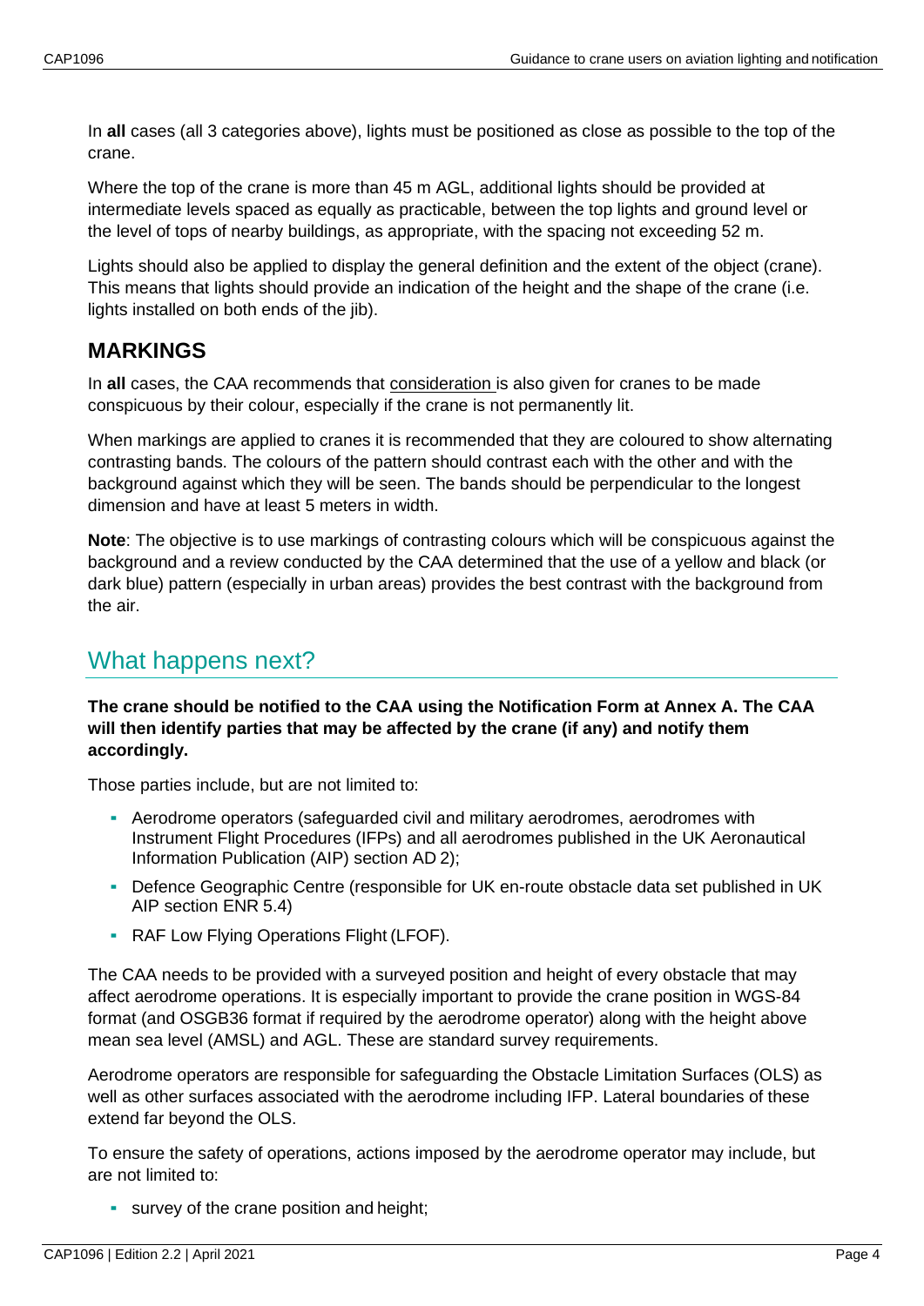In **all** cases (all 3 categories above), lights must be positioned as close as possible to the top of the crane.

Where the top of the crane is more than 45 m AGL, additional lights should be provided at intermediate levels spaced as equally as practicable, between the top lights and ground level or the level of tops of nearby buildings, as appropriate, with the spacing not exceeding 52 m.

Lights should also be applied to display the general definition and the extent of the object (crane). This means that lights should provide an indication of the height and the shape of the crane (i.e. lights installed on both ends of the jib).

### MARKINGS

In **all** cases, the CAA recommends that consideration is also given for cranes to be made conspicuous by their colour, especially if the crane is not permanently lit.

When markings are applied to cranes it is recommended that they are coloured to show alternating contrasting bands. The colours of the pattern should contrast each with the other and with the background against which they will be seen. The bands should be perpendicular to the longest dimension and have at least 5 meters in width.

**Note**: The objective is to use markings of contrasting colours which will be conspicuous against the background and a review conducted by the CAA determined that the use of a yellow and black (or dark blue) pattern (especially in urban areas) provides the best contrast with the background from the air.

## What happens next?

**The crane should be notified to the CAA using the Notification Form at Annex A. The CAA will then identify parties that may be affected by the crane (if any) and notify them accordingly.**

Those parties include, but are not limited to:

- Aerodrome operators (safeguarded civil and military aerodromes, aerodromes with Instrument Flight Procedures (IFPs) and all aerodromes published in the UK Aeronautical Information Publication (AIP) section AD 2);
- Defence Geographic Centre (responsible for UK en-route obstacle data set published in UK AIP section ENR 5.4)
- RAF Low Flying Operations Flight (LFOF).

The CAA needs to be provided with a surveyed position and height of every obstacle that may affect aerodrome operations. It is especially important to provide the crane position in WGS-84 format (and OSGB36 format if required by the aerodrome operator) along with the height above mean sea level (AMSL) and AGL. These are standard survey requirements.

Aerodrome operators are responsible for safeguarding the Obstacle Limitation Surfaces (OLS) as well as other surfaces associated with the aerodrome including IFP. Lateral boundaries of these extend far beyond the OLS.

To ensure the safety of operations, actions imposed by the aerodrome operator may include, but are not limited to:

- survey of the crane position and height;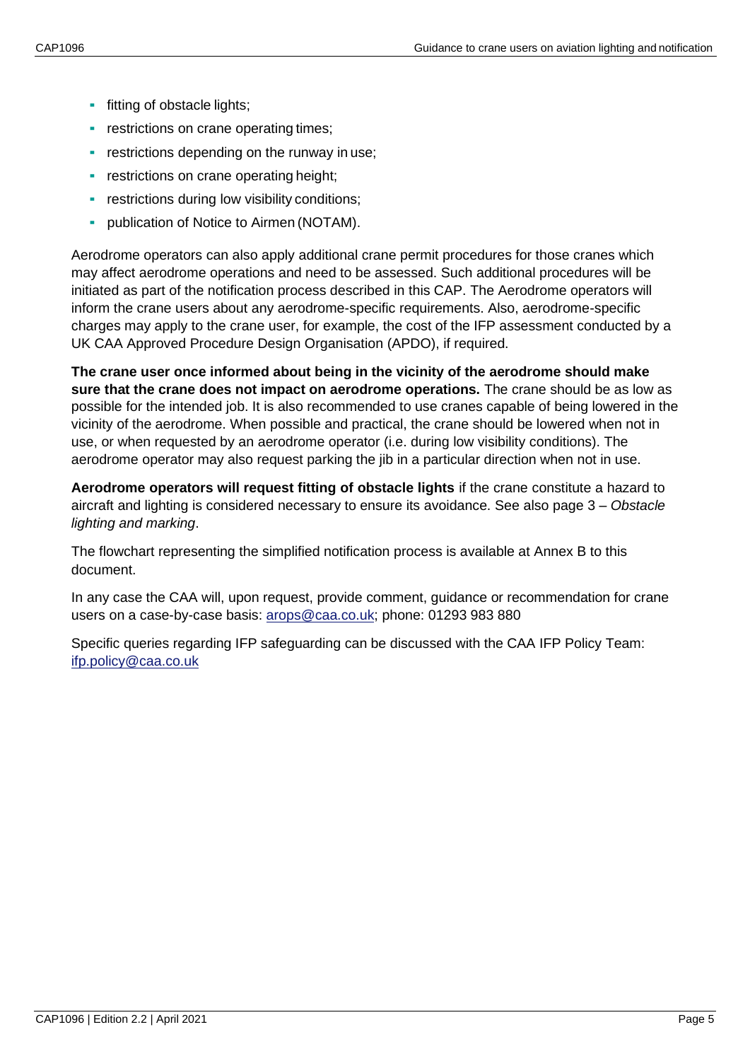- fitting of obstacle lights;
- restrictions on crane operating times;
- restrictions depending on the runway in use;
- restrictions on crane operating height;
- restrictions during low visibility conditions;
- publication of Notice to Airmen (NOTAM).

Aerodrome operators can also apply additional crane permit procedures for those cranes which may affect aerodrome operations and need to be assessed. Such additional procedures will be initiated as part of the notification process described in this CAP. The Aerodrome operators will inform the crane users about any aerodrome-specific requirements. Also, aerodrome-specific charges may apply to the crane user, for example, the cost of the IFP assessment conducted by a UK CAA Approved Procedure Design Organisation (APDO), if required.

**The crane user once informed about being in the vicinity of the aerodrome should make sure that the crane does not impact on aerodrome operations.** The crane should be as low as possible for the intended job. It is also recommended to use cranes capable of being lowered in the vicinity of the aerodrome. When possible and practical, the crane should be lowered when not in use, or when requested by an aerodrome operator (i.e. during low visibility conditions). The aerodrome operator may also request parking the jib in a particular direction when not in use.

**Aerodrome operators will request fitting of obstacle lights** if the crane constitute a hazard to aircraft and lighting is considered necessary to ensure its avoidance. See also page 3 – *Obstacle lighting and marking*.

The flowchart representing the simplified notification process is available at Annex B to this document.

In any case the CAA will, upon request, provide comment, guidance or recommendation for crane users on a case-by-case basis: arops@caa.co.uk; phone: 01293 983 880

Specific queries regarding IFP safeguarding can be discussed with the CAA IFP Policy Team: ifp.policy@caa.co.uk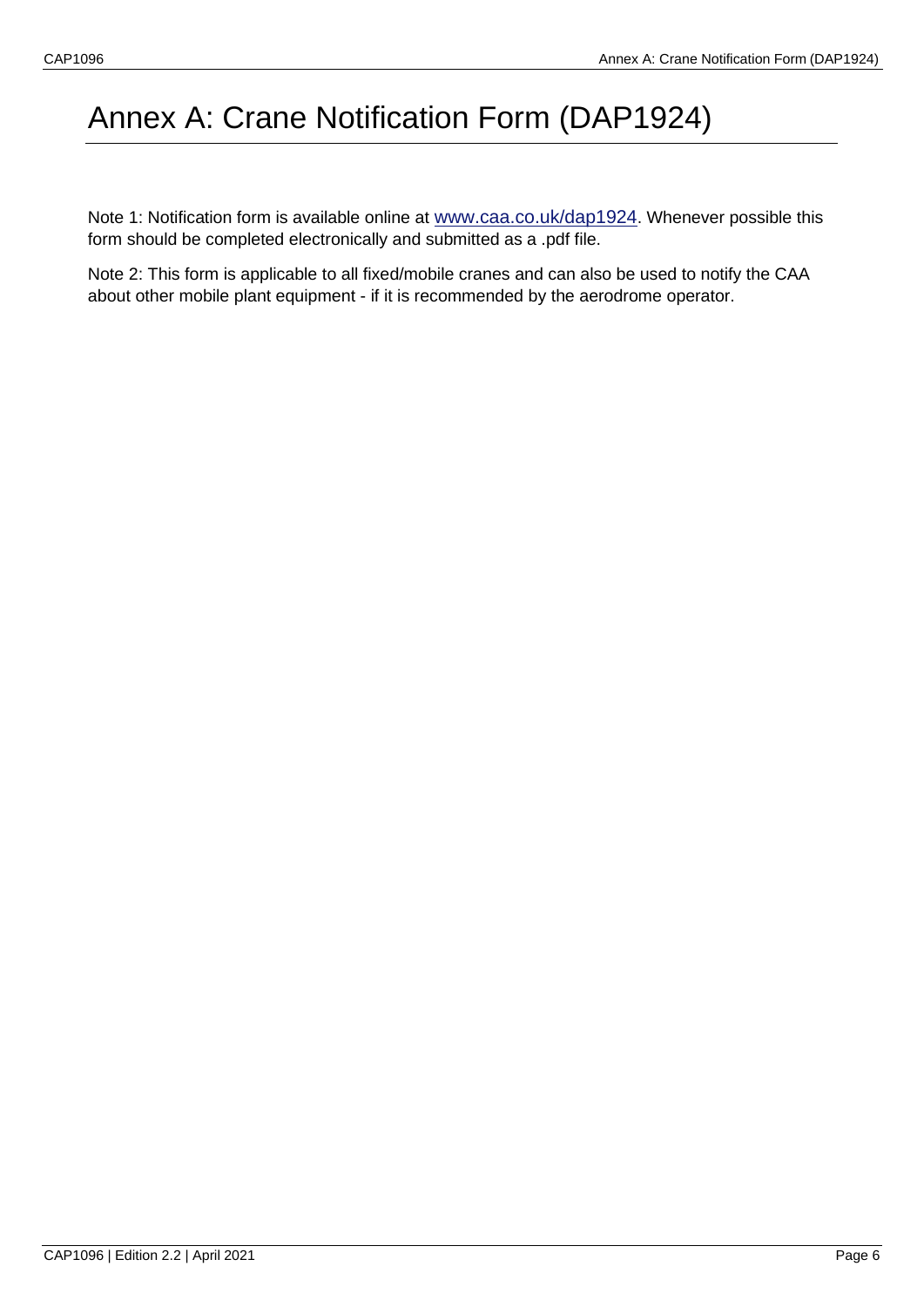# Annex A: Crane Notification Form (DAP1924)

Note 1: Notification form is available online at [www.caa.co.uk/dap1924](http://www.caa.co.uk/dap1924). Whenever possible this form should be completed electronically and submitted as a .pdf file.

Note 2: This form is applicable to all fixed/mobile cranes and can also be used to notify the CAA about other mobile plant equipment - if it is recommended by the aerodrome operator.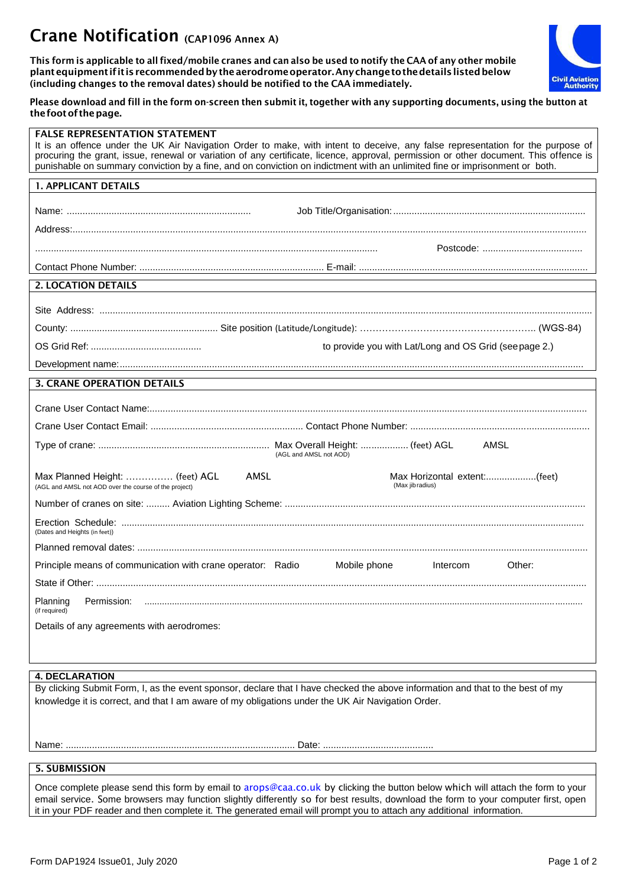# Crane Notification (CAP1096 Annex A)

**This form is applicable to all fixed/mobile cranes and can also be used to notify the CAA of any other mobile plant equipment if it is recommended by the aerodrome operator. Any change to the details listed below (including changes to the removal dates) should be notified to the CAA immediately.**

**Please download and fill in the form on-screen then submit it, together with any supporting documents, using the button at the foot of the page.**

**FALSE REPRESENTATION STATEMENT**

It is an offence under the UK Air Navigation Order to make, with intent to deceive, any false representation for the purpose of procuring the grant, issue, renewal or variation of any certificate, licence, approval, permission or other document. This offence is punishable on summary conviction by a fine, and on conviction on indictment with an unlimited fine or imprisonment or both.

## 1. APPLICANT DETAILS

Name: ............................................................... Job Title/Organisation: ...........................................................................

Address: ...................................................................................................................................................................................

................................................................................................................................................ Postcode: ......................................

Contact Phone Number: ...................................................................... E-mail: .......................................................................................

## 2. LOCATION DETAILS

Site Address: ...................................................................................................................................................................................

County: ....................................................... Site position (Latitude/Longitude): ……………………………………………….. (WGS-84)

OS Grid Ref: .......................................... to provide you with Lat/Long and OS Grid (see page 2.)

Development name: ...................................................................................................................................................................................

## 3. CRANE OPERATION DETAILS

Crane User Contact Name: ...................................................................................................................................................................................

Crane User Contact Email: ......................................................... Contact Phone Number: ...................................................................

Type of crane: ................................................................ Max Overall Height: .................. (feet) AGL AMSL
(AGL and AMSL not AOD)

Max Planned Height: ............... (feet) AGL AMSL
(AGL and AMSL not AOD over the course of the project)

Max Horizontal extent: ...................(feet)
(Max jib radius)

Number of cranes on site: ......... Aviation Lighting Scheme: ................................................................................................................

Erection Schedule: ...................................................................................................................................................................................
(Dates and Heights (in feet))

Planned removal dates: ...................................................................................................................................................................................

Principle means of communication with crane operator: Radio Mobile phone Intercom Other:

State if Other: ...................................................................................................................................................................................

Planning Permission: ...................................................................................................................................................................................
(if required)

Details of any agreements with aerodromes:

## 4. DECLARATION

By clicking Submit Form, I, as the event sponsor, declare that I have checked the above information and that to the best of my knowledge it is correct, and that I am aware of my obligations under the UK Air Navigation Order.

Name: ....................................................................................... Date: ..........................................

## 5. SUBMISSION

Once complete please send this form by email to arops@caa.co.uk by clicking the button below which will attach the form to your email service. Some browsers may function slightly differently so for best results, download the form to your computer first, open it in your PDF reader and then complete it. The generated email will prompt you to attach any additional information.

Form DAP1924 Issue01, July 2020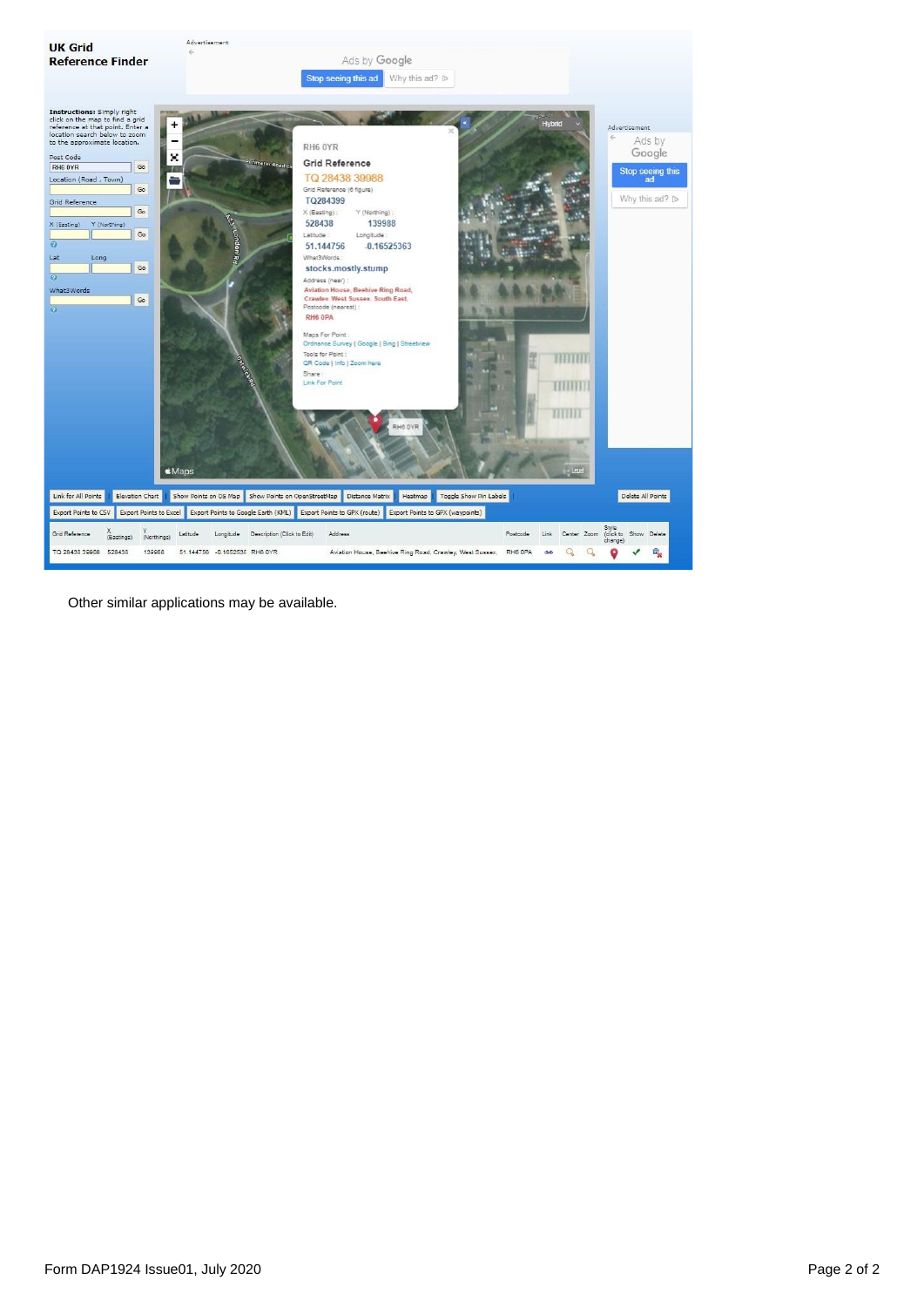Other similar applications may be available.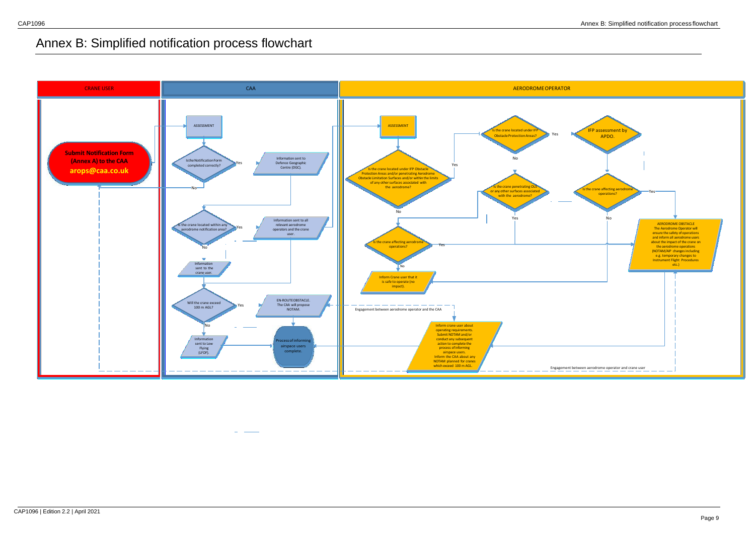# Annex B: Simplified notification process flowchart

CRANE USER

CAA

AERODROME OPERATOR

Submit Notification Form (Annex A) to the CAA arops@caa.co.uk

ASSESSMENT

Is the Notification Form completed correctly?

Yes

No

Information sent to Defence Geographic Centre (DGC).

Is the crane located within any aerodrome notification area?

Yes

No

Information sent to all relevant aerodrome operators and the crane user.

Information sent to the crane user.

Will the crane exceed 100 m AGL?

Yes

No

EN-ROUTE OBSTACLE. The CAA will propose NOTAM.

Information sent to Low Flying (LFOF).

Process of informing airspace users complete.

ASSESSMENT

Is the crane located under IFP Obstacle Protection Areas and/or penetrating Aerodrome Obstacle Limitation Surfaces and/or within the limits of any other surfaces associated with the aerodrome?

Yes

No

Is the crane located under IFP Obstacle Protection Areas?

Yes

No

IFP assessment by APDO.

Is the crane penetrating OLS or any other surfaces associated with the aerodrome?

Yes

Is the crane affecting aerodrome operations?

Yes

No

Is the crane affecting aerodrome operations?

Yes

No

AERODROME OBSTACLE
The Aerodrome Operator will ensure the safety of operations and inform all aerodrome users about the impact of the crane on the aerodrome operations (NOTAM/AIP changes including e.g. temporary changes to Instrument Flight Procedures etc.)

Inform Crane user that it is safe to operate (no impact).

Engagement between aerodrome operator and the CAA

Inform crane user about operating requirements. Submit NOTAM and/or conduct any subsequent action to complete the process of informing airspace users. Inform the CAA about any NOTAM planned for cranes which exceed 100 m AGL.

Engagement between aerodrome operator and crane user